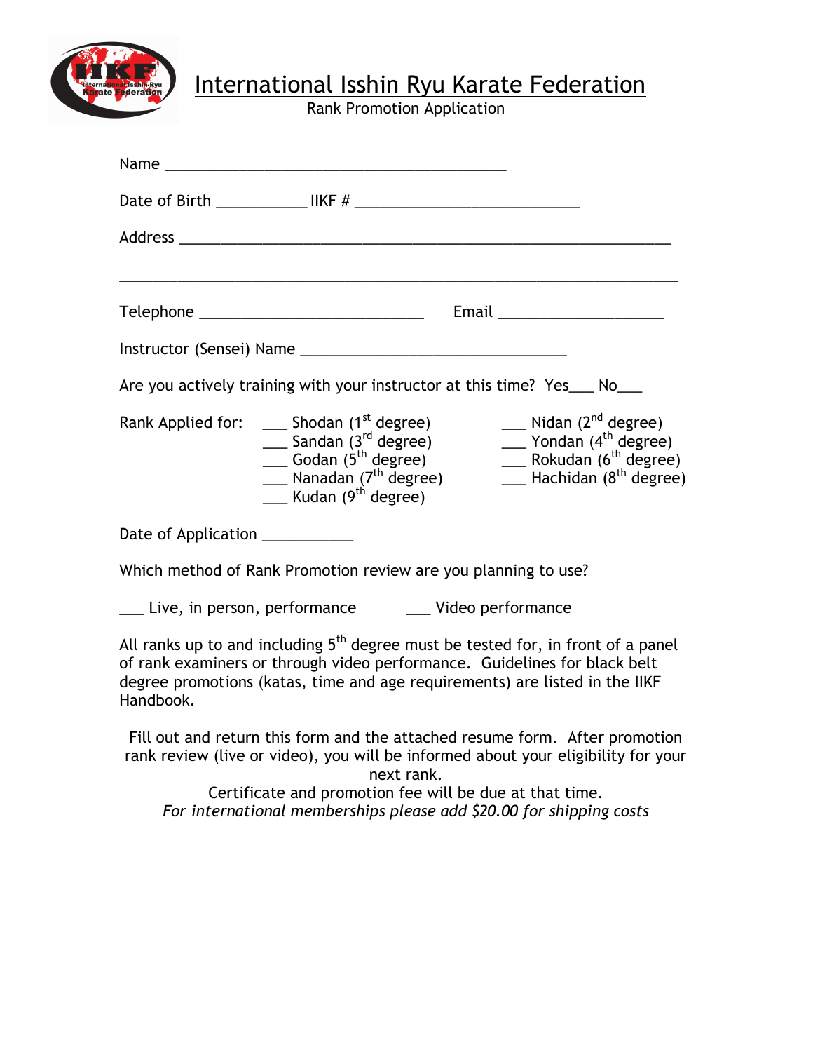# International Isshin Ryu Karate Federation

Rank Promotion Application

Name ___________________________________________

Date of Birth ___________ IIKF # ____________________________

Address _____________________________________________________________

_____________________________________________________________________

Telephone ____________________________ Email ____________________

Instructor (Sensei) Name _________________________________

Are you actively training with your instructor at this time? Yes___ No___

Rank Applied for:

___ Shodan (1st degree)
___ Nidan (2nd degree)
___ Sandan (3rd degree)
___ Yondan (4th degree)
___ Godan (5th degree)
___ Rokudan (6th degree)
___ Nanadan (7th degree)
___ Hachidan (8th degree)
___ Kudan (9th degree)

Date of Application ___________

Which method of Rank Promotion review are you planning to use?

___ Live, in person, performance ___ Video performance

All ranks up to and including 5th degree must be tested for, in front of a panel of rank examiners or through video performance. Guidelines for black belt degree promotions (katas, time and age requirements) are listed in the IIKF Handbook.

Fill out and return this form and the attached resume form. After promotion rank review (live or video), you will be informed about your eligibility for your next rank.

Certificate and promotion fee will be due at that time.

*For international memberships please add $20.00 for shipping costs*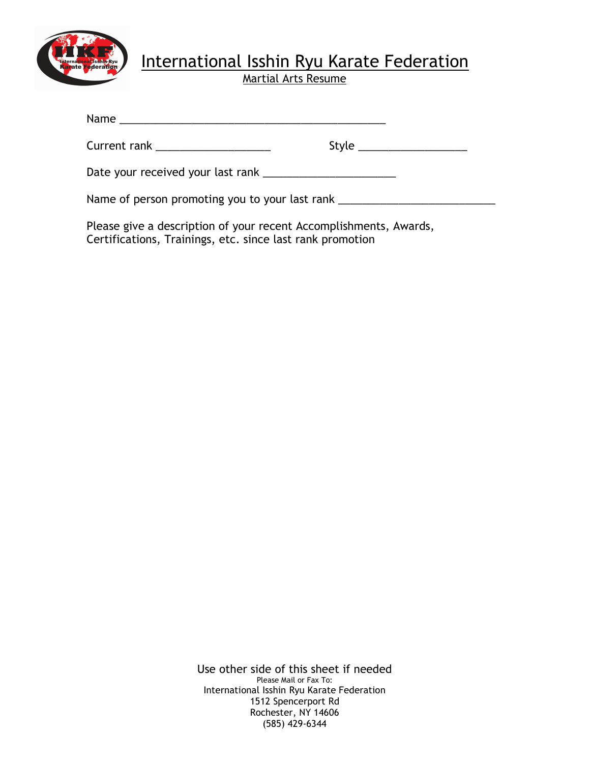# International Isshin Ryu Karate Federation

Martial Arts Resume

Name ______________________________________________

Current rank ____________________ Style ___________________

Date your received your last rank _______________________

Name of person promoting you to your last rank ___________________________

Please give a description of your recent Accomplishments, Awards, Certifications, Trainings, etc. since last rank promotion

Use other side of this sheet if needed

Please Mail or Fax To:

International Isshin Ryu Karate Federation

1512 Spencerport Rd

Rochester, NY 14606

(585) 429-6344